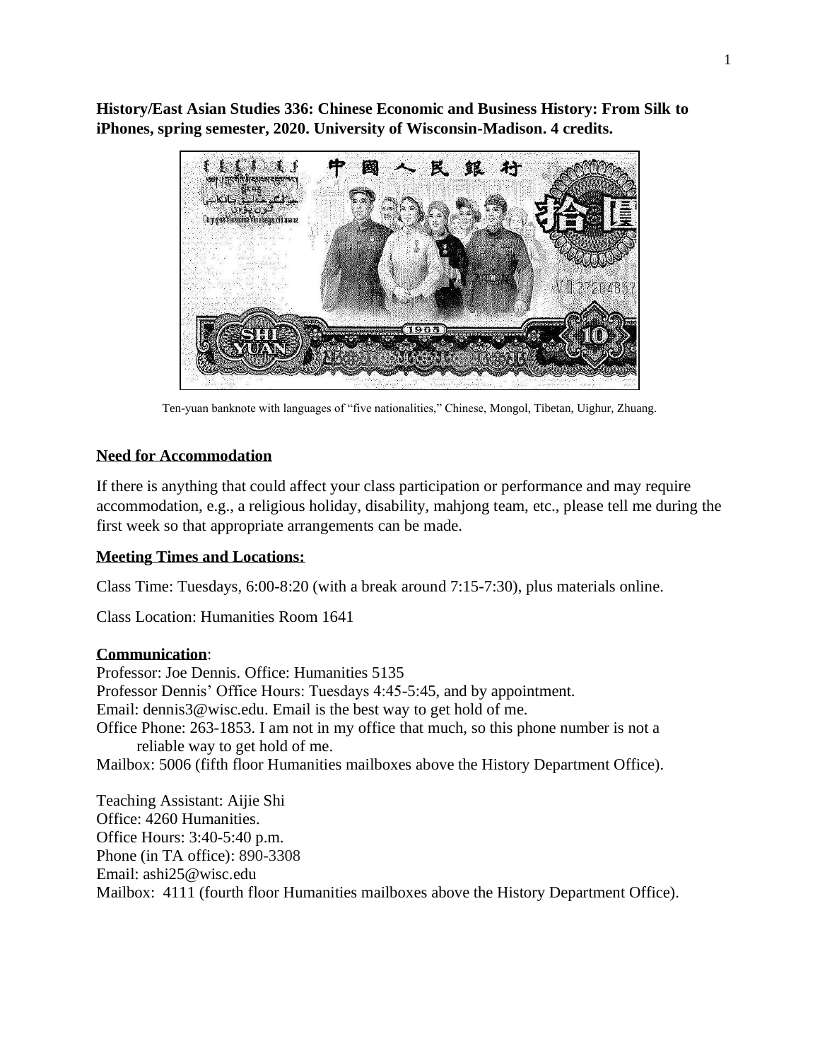**History/East Asian Studies 336: Chinese Economic and Business History: From Silk to iPhones, spring semester, 2020. University of Wisconsin-Madison. 4 credits.**

Ten-yuan banknote with languages of "five nationalities," Chinese, Mongol, Tibetan, Uighur, Zhuang.

## Need for Accommodation

If there is anything that could affect your class participation or performance and may require accommodation, e.g., a religious holiday, disability, mahjong team, etc., please tell me during the first week so that appropriate arrangements can be made.

## Meeting Times and Locations:

Class Time: Tuesdays, 6:00-8:20 (with a break around 7:15-7:30), plus materials online.

Class Location: Humanities Room 1641

## Communication:

Professor: Joe Dennis. Office: Humanities 5135
Professor Dennis' Office Hours: Tuesdays 4:45-5:45, and by appointment.
Email: dennis3@wisc.edu. Email is the best way to get hold of me.
Office Phone: 263-1853. I am not in my office that much, so this phone number is not a reliable way to get hold of me.
Mailbox: 5006 (fifth floor Humanities mailboxes above the History Department Office).

Teaching Assistant: Aijie Shi
Office: 4260 Humanities.
Office Hours: 3:40-5:40 p.m.
Phone (in TA office): 890-3308
Email: ashi25@wisc.edu
Mailbox: 4111 (fourth floor Humanities mailboxes above the History Department Office).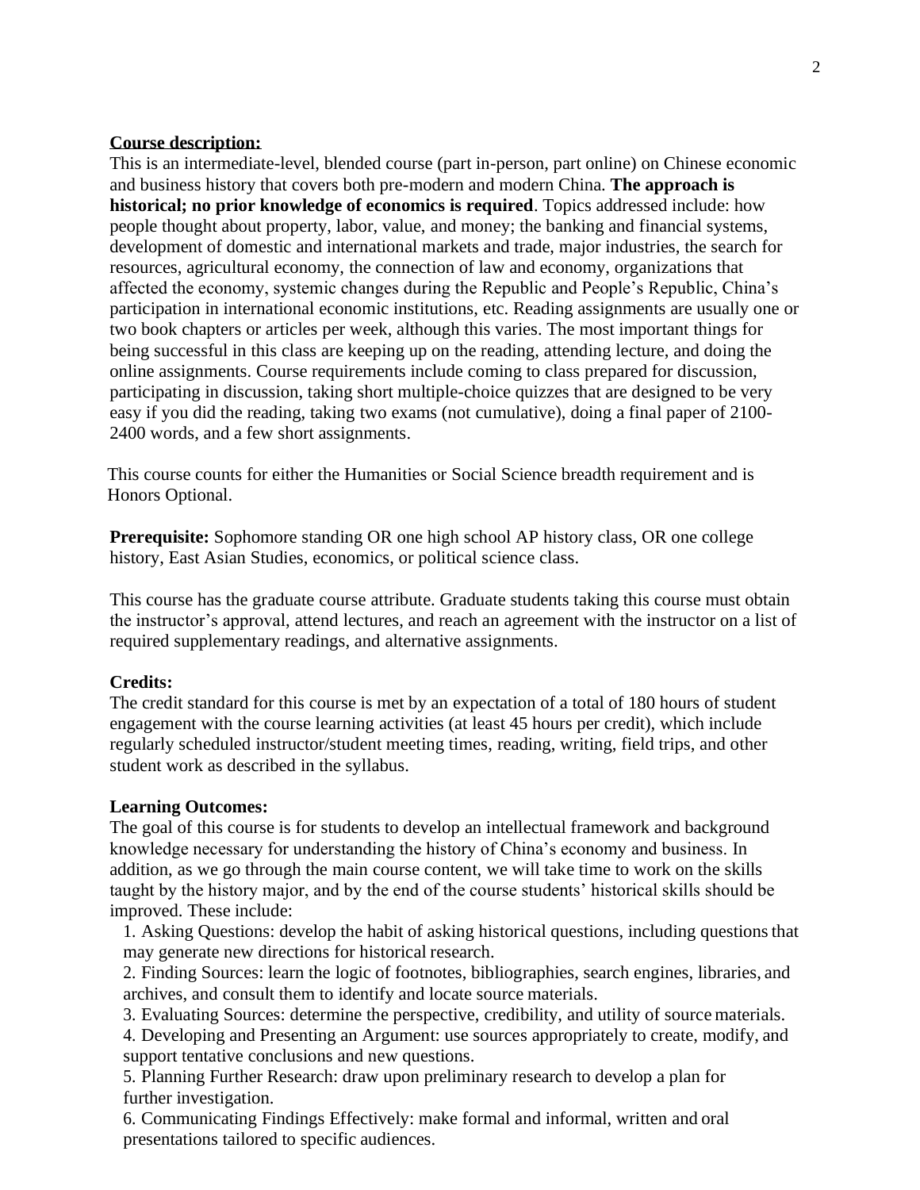**Course description:**

This is an intermediate-level, blended course (part in-person, part online) on Chinese economic and business history that covers both pre-modern and modern China. **The approach is historical; no prior knowledge of economics is required**. Topics addressed include: how people thought about property, labor, value, and money; the banking and financial systems, development of domestic and international markets and trade, major industries, the search for resources, agricultural economy, the connection of law and economy, organizations that affected the economy, systemic changes during the Republic and People's Republic, China's participation in international economic institutions, etc. Reading assignments are usually one or two book chapters or articles per week, although this varies. The most important things for being successful in this class are keeping up on the reading, attending lecture, and doing the online assignments. Course requirements include coming to class prepared for discussion, participating in discussion, taking short multiple-choice quizzes that are designed to be very easy if you did the reading, taking two exams (not cumulative), doing a final paper of 2100-2400 words, and a few short assignments.

This course counts for either the Humanities or Social Science breadth requirement and is Honors Optional.

**Prerequisite:** Sophomore standing OR one high school AP history class, OR one college history, East Asian Studies, economics, or political science class.

This course has the graduate course attribute. Graduate students taking this course must obtain the instructor's approval, attend lectures, and reach an agreement with the instructor on a list of required supplementary readings, and alternative assignments.

**Credits:**

The credit standard for this course is met by an expectation of a total of 180 hours of student engagement with the course learning activities (at least 45 hours per credit), which include regularly scheduled instructor/student meeting times, reading, writing, field trips, and other student work as described in the syllabus.

**Learning Outcomes:**

The goal of this course is for students to develop an intellectual framework and background knowledge necessary for understanding the history of China's economy and business. In addition, as we go through the main course content, we will take time to work on the skills taught by the history major, and by the end of the course students' historical skills should be improved. These include:

1. Asking Questions: develop the habit of asking historical questions, including questions that may generate new directions for historical research.
2. Finding Sources: learn the logic of footnotes, bibliographies, search engines, libraries, and archives, and consult them to identify and locate source materials.
3. Evaluating Sources: determine the perspective, credibility, and utility of source materials.
4. Developing and Presenting an Argument: use sources appropriately to create, modify, and support tentative conclusions and new questions.
5. Planning Further Research: draw upon preliminary research to develop a plan for further investigation.
6. Communicating Findings Effectively: make formal and informal, written and oral presentations tailored to specific audiences.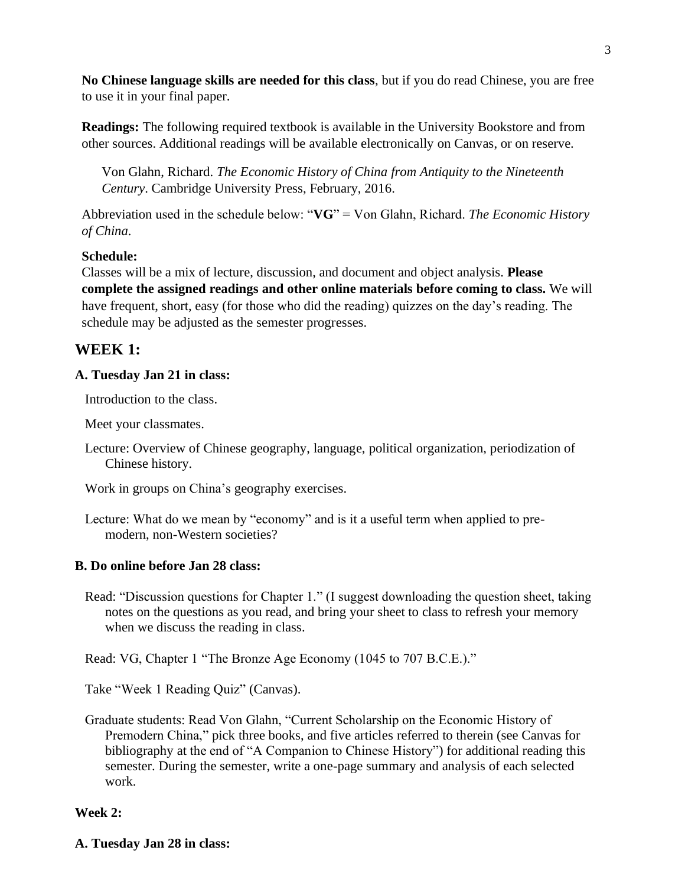**No Chinese language skills are needed for this class**, but if you do read Chinese, you are free to use it in your final paper.

**Readings:** The following required textbook is available in the University Bookstore and from other sources. Additional readings will be available electronically on Canvas, or on reserve.

Von Glahn, Richard. *The Economic History of China from Antiquity to the Nineteenth Century*. Cambridge University Press, February, 2016.

Abbreviation used in the schedule below: "**VG**" = Von Glahn, Richard. *The Economic History of China*.

**Schedule:**
Classes will be a mix of lecture, discussion, and document and object analysis. **Please complete the assigned readings and other online materials before coming to class.** We will have frequent, short, easy (for those who did the reading) quizzes on the day's reading. The schedule may be adjusted as the semester progresses.

## WEEK 1:

### A. Tuesday Jan 21 in class:

Introduction to the class.

Meet your classmates.

Lecture: Overview of Chinese geography, language, political organization, periodization of Chinese history.

Work in groups on China's geography exercises.

Lecture: What do we mean by "economy" and is it a useful term when applied to pre-modern, non-Western societies?

### B. Do online before Jan 28 class:

Read: "Discussion questions for Chapter 1." (I suggest downloading the question sheet, taking notes on the questions as you read, and bring your sheet to class to refresh your memory when we discuss the reading in class.

Read: VG, Chapter 1 "The Bronze Age Economy (1045 to 707 B.C.E.)."

Take "Week 1 Reading Quiz" (Canvas).

Graduate students: Read Von Glahn, "Current Scholarship on the Economic History of Premodern China," pick three books, and five articles referred to therein (see Canvas for bibliography at the end of "A Companion to Chinese History") for additional reading this semester. During the semester, write a one-page summary and analysis of each selected work.

### Week 2:

### A. Tuesday Jan 28 in class: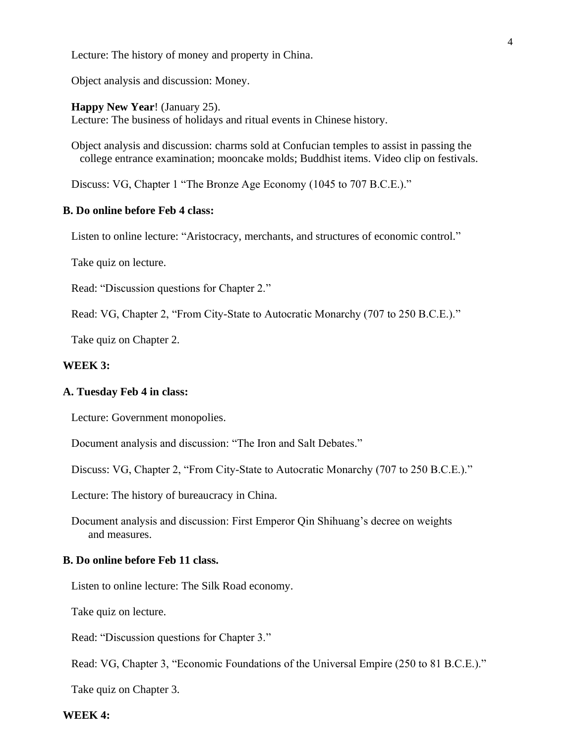Lecture: The history of money and property in China.

Object analysis and discussion: Money.

**Happy New Year**! (January 25).
Lecture: The business of holidays and ritual events in Chinese history.

Object analysis and discussion: charms sold at Confucian temples to assist in passing the college entrance examination; mooncake molds; Buddhist items. Video clip on festivals.

Discuss: VG, Chapter 1 "The Bronze Age Economy (1045 to 707 B.C.E.)."

### B. Do online before Feb 4 class:

Listen to online lecture: "Aristocracy, merchants, and structures of economic control."

Take quiz on lecture.

Read: "Discussion questions for Chapter 2."

Read: VG, Chapter 2, "From City-State to Autocratic Monarchy (707 to 250 B.C.E.)."

Take quiz on Chapter 2.

## WEEK 3:

### A. Tuesday Feb 4 in class:

Lecture: Government monopolies.

Document analysis and discussion: "The Iron and Salt Debates."

Discuss: VG, Chapter 2, "From City-State to Autocratic Monarchy (707 to 250 B.C.E.)."

Lecture: The history of bureaucracy in China.

Document analysis and discussion: First Emperor Qin Shihuang's decree on weights and measures.

### B. Do online before Feb 11 class.

Listen to online lecture: The Silk Road economy.

Take quiz on lecture.

Read: "Discussion questions for Chapter 3."

Read: VG, Chapter 3, "Economic Foundations of the Universal Empire (250 to 81 B.C.E.)."

Take quiz on Chapter 3.

## WEEK 4: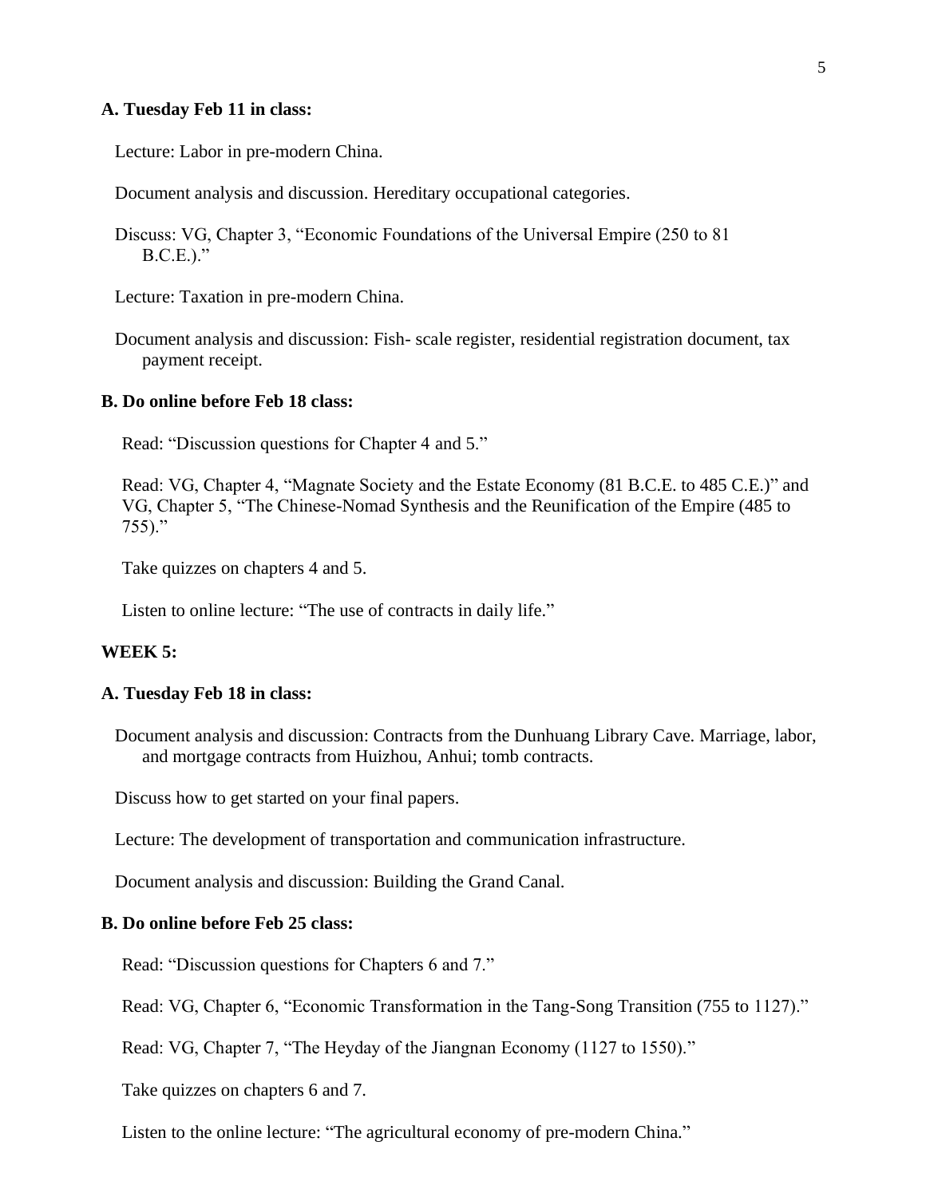**A. Tuesday Feb 11 in class:**

Lecture: Labor in pre-modern China.

Document analysis and discussion. Hereditary occupational categories.

Discuss: VG, Chapter 3, "Economic Foundations of the Universal Empire (250 to 81 B.C.E.)."

Lecture: Taxation in pre-modern China.

Document analysis and discussion: Fish- scale register, residential registration document, tax payment receipt.

**B. Do online before Feb 18 class:**

Read: "Discussion questions for Chapter 4 and 5."

Read: VG, Chapter 4, "Magnate Society and the Estate Economy (81 B.C.E. to 485 C.E.)" and VG, Chapter 5, "The Chinese-Nomad Synthesis and the Reunification of the Empire (485 to 755)."

Take quizzes on chapters 4 and 5.

Listen to online lecture: "The use of contracts in daily life."

**WEEK 5:**

**A. Tuesday Feb 18 in class:**

Document analysis and discussion: Contracts from the Dunhuang Library Cave. Marriage, labor, and mortgage contracts from Huizhou, Anhui; tomb contracts.

Discuss how to get started on your final papers.

Lecture: The development of transportation and communication infrastructure.

Document analysis and discussion: Building the Grand Canal.

**B. Do online before Feb 25 class:**

Read: "Discussion questions for Chapters 6 and 7."

Read: VG, Chapter 6, "Economic Transformation in the Tang-Song Transition (755 to 1127)."

Read: VG, Chapter 7, "The Heyday of the Jiangnan Economy (1127 to 1550)."

Take quizzes on chapters 6 and 7.

Listen to the online lecture: "The agricultural economy of pre-modern China."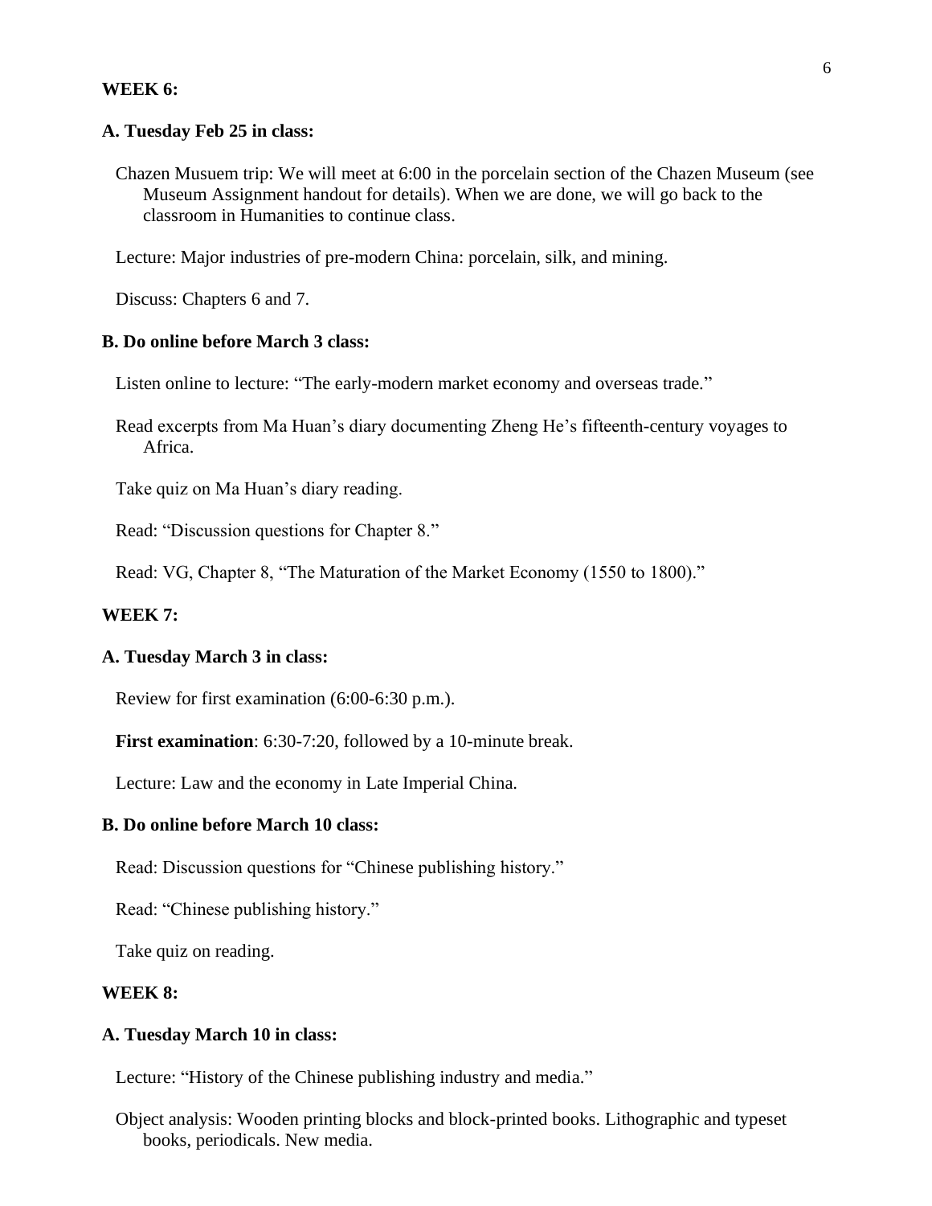**WEEK 6:**

**A. Tuesday Feb 25 in class:**

Chazen Musuem trip: We will meet at 6:00 in the porcelain section of the Chazen Museum (see Museum Assignment handout for details). When we are done, we will go back to the classroom in Humanities to continue class.

Lecture: Major industries of pre-modern China: porcelain, silk, and mining.

Discuss: Chapters 6 and 7.

**B. Do online before March 3 class:**

Listen online to lecture: "The early-modern market economy and overseas trade."

Read excerpts from Ma Huan's diary documenting Zheng He's fifteenth-century voyages to Africa.

Take quiz on Ma Huan's diary reading.

Read: "Discussion questions for Chapter 8."

Read: VG, Chapter 8, "The Maturation of the Market Economy (1550 to 1800)."

**WEEK 7:**

**A. Tuesday March 3 in class:**

Review for first examination (6:00-6:30 p.m.).

**First examination**: 6:30-7:20, followed by a 10-minute break.

Lecture: Law and the economy in Late Imperial China.

**B. Do online before March 10 class:**

Read: Discussion questions for "Chinese publishing history."

Read: "Chinese publishing history."

Take quiz on reading.

**WEEK 8:**

**A. Tuesday March 10 in class:**

Lecture: "History of the Chinese publishing industry and media."

Object analysis: Wooden printing blocks and block-printed books. Lithographic and typeset books, periodicals. New media.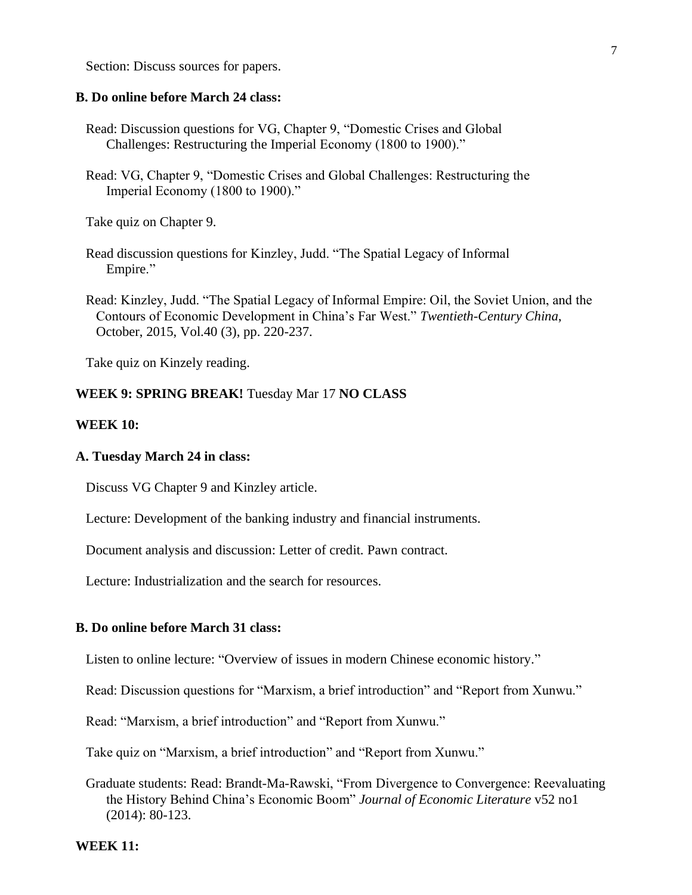Section: Discuss sources for papers.

**B. Do online before March 24 class:**

Read: Discussion questions for VG, Chapter 9, "Domestic Crises and Global Challenges: Restructuring the Imperial Economy (1800 to 1900)."

Read: VG, Chapter 9, "Domestic Crises and Global Challenges: Restructuring the Imperial Economy (1800 to 1900)."

Take quiz on Chapter 9.

Read discussion questions for Kinzley, Judd. "The Spatial Legacy of Informal Empire."

Read: Kinzley, Judd. "The Spatial Legacy of Informal Empire: Oil, the Soviet Union, and the Contours of Economic Development in China's Far West." *Twentieth-Century China*, October, 2015, Vol.40 (3), pp. 220-237.

Take quiz on Kinzely reading.

**WEEK 9: SPRING BREAK!** Tuesday Mar 17 **NO CLASS**

**WEEK 10:**

**A. Tuesday March 24 in class:**

Discuss VG Chapter 9 and Kinzley article.

Lecture: Development of the banking industry and financial instruments.

Document analysis and discussion: Letter of credit. Pawn contract.

Lecture: Industrialization and the search for resources.

**B. Do online before March 31 class:**

Listen to online lecture: "Overview of issues in modern Chinese economic history."

Read: Discussion questions for "Marxism, a brief introduction" and "Report from Xunwu."

Read: "Marxism, a brief introduction" and "Report from Xunwu."

Take quiz on "Marxism, a brief introduction" and "Report from Xunwu."

Graduate students: Read: Brandt-Ma-Rawski, "From Divergence to Convergence: Reevaluating the History Behind China's Economic Boom" *Journal of Economic Literature* v52 no1 (2014): 80-123.

**WEEK 11:**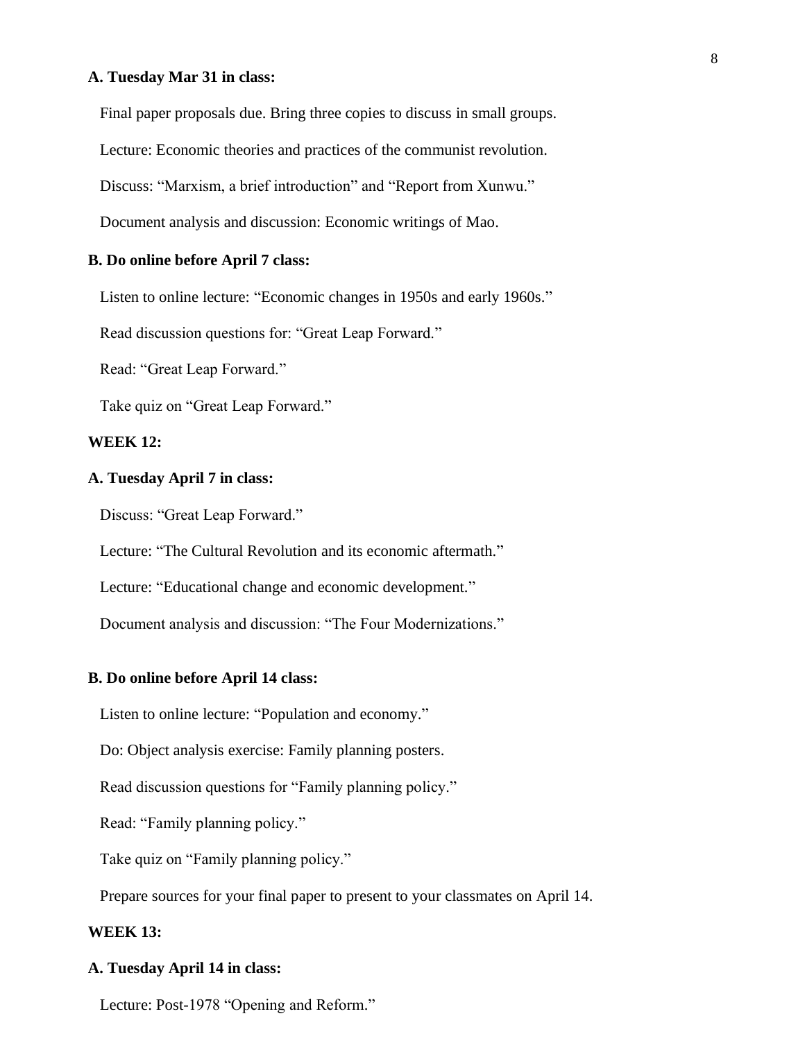**A. Tuesday Mar 31 in class:**

Final paper proposals due. Bring three copies to discuss in small groups.

Lecture: Economic theories and practices of the communist revolution.

Discuss: "Marxism, a brief introduction" and "Report from Xunwu."

Document analysis and discussion: Economic writings of Mao.

**B. Do online before April 7 class:**

Listen to online lecture: "Economic changes in 1950s and early 1960s."

Read discussion questions for: "Great Leap Forward."

Read: "Great Leap Forward."

Take quiz on "Great Leap Forward."

**WEEK 12:**

**A. Tuesday April 7 in class:**

Discuss: "Great Leap Forward."

Lecture: "The Cultural Revolution and its economic aftermath."

Lecture: "Educational change and economic development."

Document analysis and discussion: "The Four Modernizations."

**B. Do online before April 14 class:**

Listen to online lecture: "Population and economy."

Do: Object analysis exercise: Family planning posters.

Read discussion questions for "Family planning policy."

Read: "Family planning policy."

Take quiz on "Family planning policy."

Prepare sources for your final paper to present to your classmates on April 14.

**WEEK 13:**

**A. Tuesday April 14 in class:**

Lecture: Post-1978 "Opening and Reform."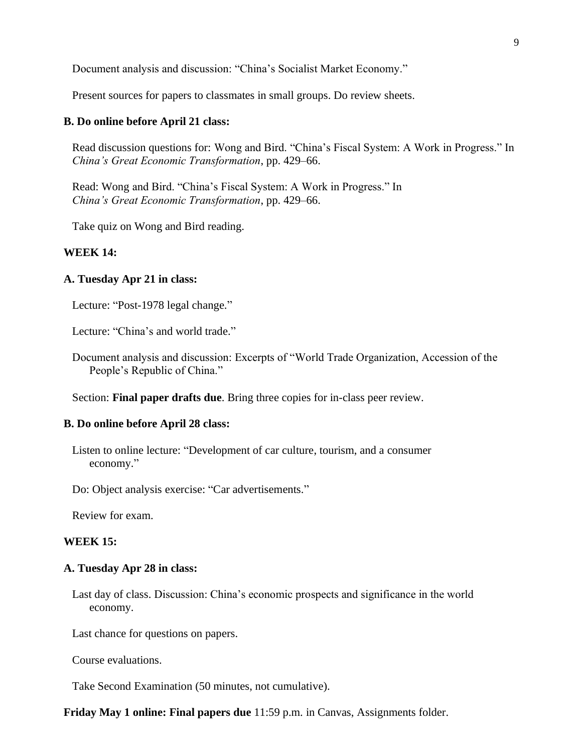Document analysis and discussion: "China's Socialist Market Economy."

Present sources for papers to classmates in small groups. Do review sheets.

**B. Do online before April 21 class:**

Read discussion questions for: Wong and Bird. "China's Fiscal System: A Work in Progress." In *China's Great Economic Transformation*, pp. 429–66.

Read: Wong and Bird. "China's Fiscal System: A Work in Progress." In *China's Great Economic Transformation*, pp. 429–66.

Take quiz on Wong and Bird reading.

**WEEK 14:**

**A. Tuesday Apr 21 in class:**

Lecture: "Post-1978 legal change."

Lecture: "China's and world trade."

Document analysis and discussion: Excerpts of "World Trade Organization, Accession of the People's Republic of China."

Section: **Final paper drafts due**. Bring three copies for in-class peer review.

**B. Do online before April 28 class:**

Listen to online lecture: "Development of car culture, tourism, and a consumer economy."

Do: Object analysis exercise: "Car advertisements."

Review for exam.

**WEEK 15:**

**A. Tuesday Apr 28 in class:**

Last day of class. Discussion: China's economic prospects and significance in the world economy.

Last chance for questions on papers.

Course evaluations.

Take Second Examination (50 minutes, not cumulative).

**Friday May 1 online: Final papers due** 11:59 p.m. in Canvas, Assignments folder.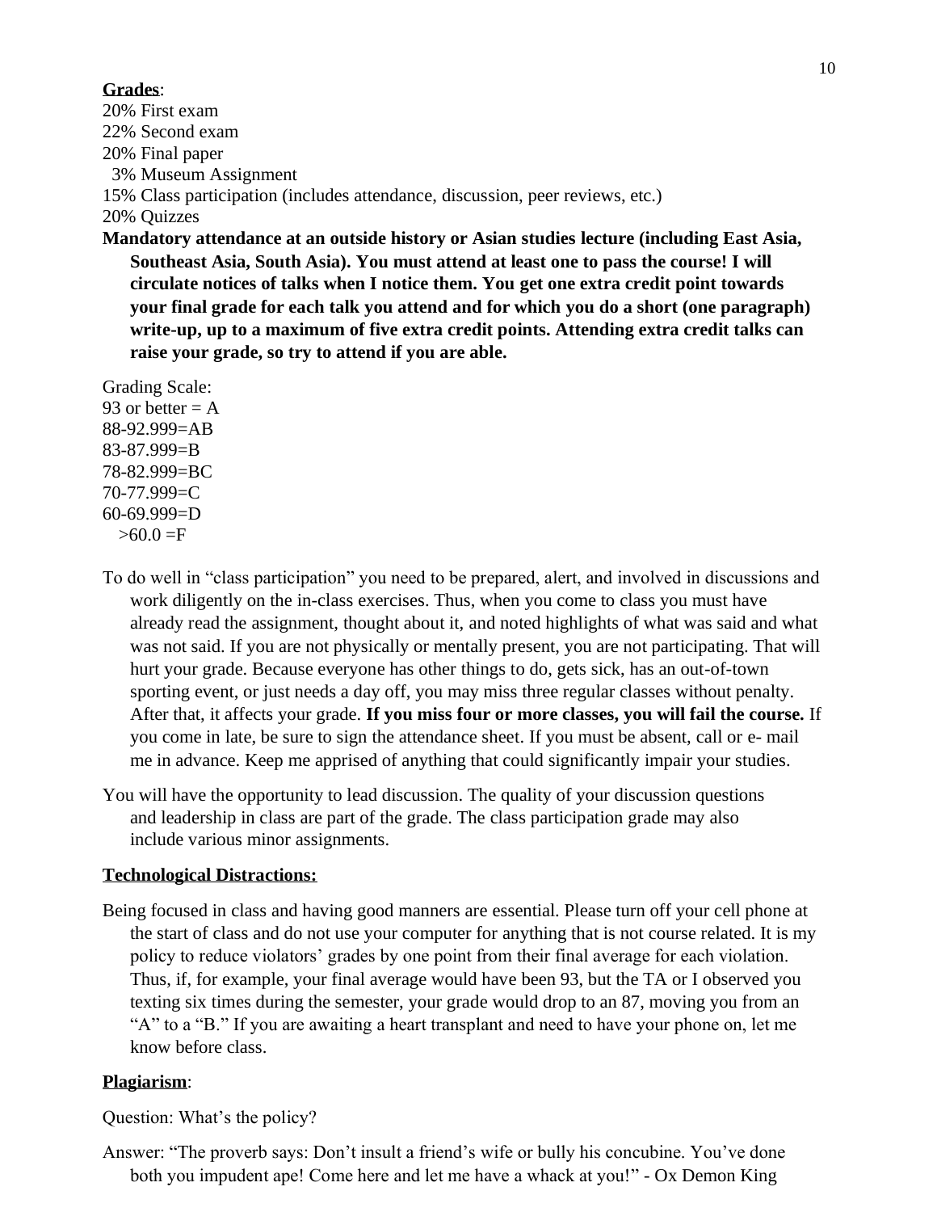**Grades**:

20% First exam
22% Second exam
20% Final paper
3% Museum Assignment
15% Class participation (includes attendance, discussion, peer reviews, etc.)
20% Quizzes

**Mandatory attendance at an outside history or Asian studies lecture (including East Asia, Southeast Asia, South Asia). You must attend at least one to pass the course! I will circulate notices of talks when I notice them. You get one extra credit point towards your final grade for each talk you attend and for which you do a short (one paragraph) write-up, up to a maximum of five extra credit points. Attending extra credit talks can raise your grade, so try to attend if you are able.**

Grading Scale:
93 or better = A
88-92.999=AB
83-87.999=B
78-82.999=BC
70-77.999=C
60-69.999=D
>60.0 =F

To do well in "class participation" you need to be prepared, alert, and involved in discussions and work diligently on the in-class exercises. Thus, when you come to class you must have already read the assignment, thought about it, and noted highlights of what was said and what was not said. If you are not physically or mentally present, you are not participating. That will hurt your grade. Because everyone has other things to do, gets sick, has an out-of-town sporting event, or just needs a day off, you may miss three regular classes without penalty. After that, it affects your grade. **If you miss four or more classes, you will fail the course.** If you come in late, be sure to sign the attendance sheet. If you must be absent, call or e- mail me in advance. Keep me apprised of anything that could significantly impair your studies.

You will have the opportunity to lead discussion. The quality of your discussion questions and leadership in class are part of the grade. The class participation grade may also include various minor assignments.

**Technological Distractions:**

Being focused in class and having good manners are essential. Please turn off your cell phone at the start of class and do not use your computer for anything that is not course related. It is my policy to reduce violators' grades by one point from their final average for each violation. Thus, if, for example, your final average would have been 93, but the TA or I observed you texting six times during the semester, your grade would drop to an 87, moving you from an "A" to a "B." If you are awaiting a heart transplant and need to have your phone on, let me know before class.

**Plagiarism**:

Question: What's the policy?

Answer: "The proverb says: Don't insult a friend's wife or bully his concubine. You've done both you impudent ape! Come here and let me have a whack at you!" - Ox Demon King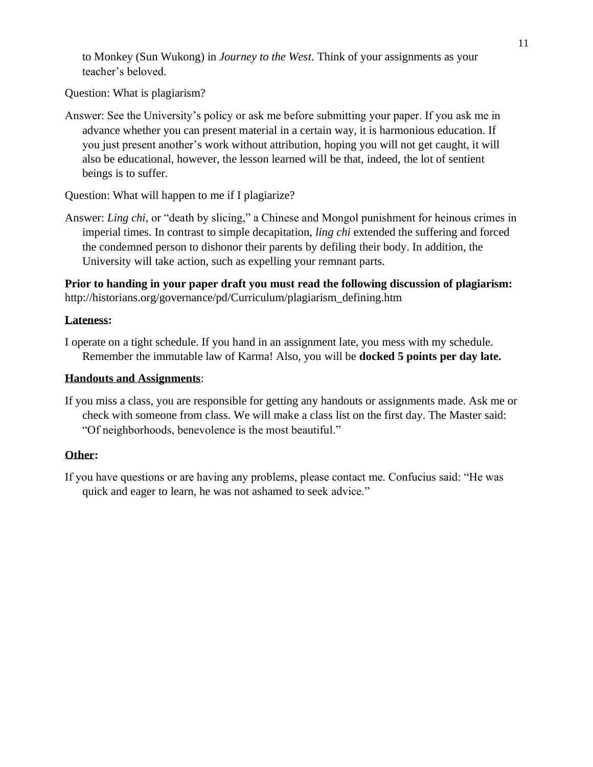to Monkey (Sun Wukong) in *Journey to the West*. Think of your assignments as your teacher's beloved.

Question: What is plagiarism?

Answer: See the University's policy or ask me before submitting your paper. If you ask me in advance whether you can present material in a certain way, it is harmonious education. If you just present another's work without attribution, hoping you will not get caught, it will also be educational, however, the lesson learned will be that, indeed, the lot of sentient beings is to suffer.

Question: What will happen to me if I plagiarize?

Answer: *Ling chi*, or "death by slicing," a Chinese and Mongol punishment for heinous crimes in imperial times. In contrast to simple decapitation, *ling chi* extended the suffering and forced the condemned person to dishonor their parents by defiling their body. In addition, the University will take action, such as expelling your remnant parts.

**Prior to handing in your paper draft you must read the following discussion of plagiarism:** http://historians.org/governance/pd/Curriculum/plagiarism_defining.htm

**Lateness:**

I operate on a tight schedule. If you hand in an assignment late, you mess with my schedule. Remember the immutable law of Karma! Also, you will be **docked 5 points per day late.**

**Handouts and Assignments**:

If you miss a class, you are responsible for getting any handouts or assignments made. Ask me or check with someone from class. We will make a class list on the first day. The Master said: "Of neighborhoods, benevolence is the most beautiful."

**Other:**

If you have questions or are having any problems, please contact me. Confucius said: "He was quick and eager to learn, he was not ashamed to seek advice."